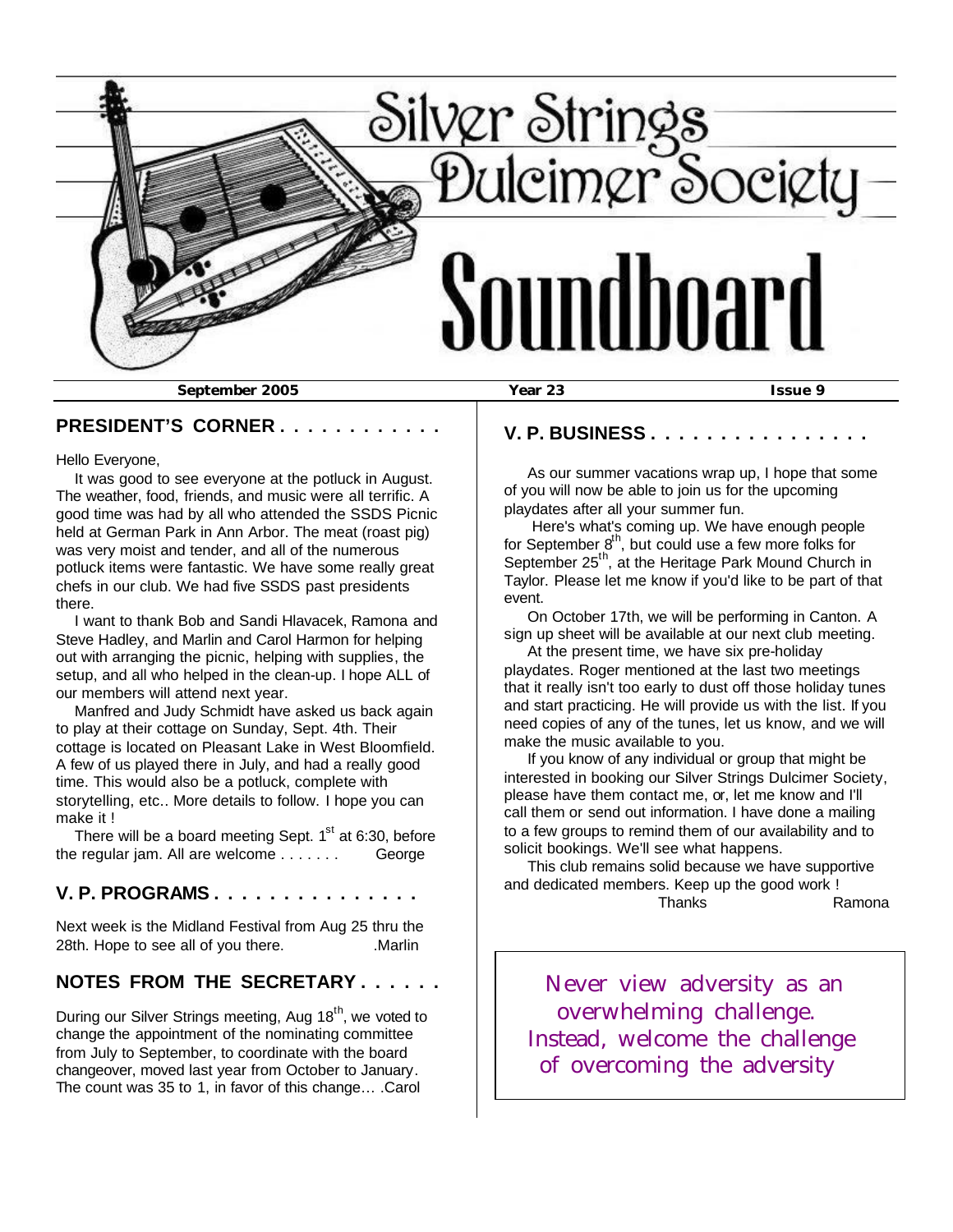# Silver Strings Dulcimer Society Soundboard

**September 2005** **Year 23** **Issue 9**

## PRESIDENT'S CORNER . . . . . . . . . . . .

Hello Everyone,

It was good to see everyone at the potluck in August. The weather, food, friends, and music were all terrific. A good time was had by all who attended the SSDS Picnic held at German Park in Ann Arbor. The meat (roast pig) was very moist and tender, and all of the numerous potluck items were fantastic. We have some really great chefs in our club. We had five SSDS past presidents there.

I want to thank Bob and Sandi Hlavacek, Ramona and Steve Hadley, and Marlin and Carol Harmon for helping out with arranging the picnic, helping with supplies, the setup, and all who helped in the clean-up. I hope ALL of our members will attend next year.

Manfred and Judy Schmidt have asked us back again to play at their cottage on Sunday, Sept. 4th. Their cottage is located on Pleasant Lake in West Bloomfield. A few of us played there in July, and had a really good time. This would also be a potluck, complete with storytelling, etc.. More details to follow. I hope you can make it !

There will be a board meeting Sept. 1st at 6:30, before the regular jam. All are welcome . . . . . . . George

## V. P. PROGRAMS . . . . . . . . . . . . . . .

Next week is the Midland Festival from Aug 25 thru the 28th. Hope to see all of you there. .Marlin

## NOTES FROM THE SECRETARY . . . . . .

During our Silver Strings meeting, Aug 18th, we voted to change the appointment of the nominating committee from July to September, to coordinate with the board changeover, moved last year from October to January. The count was 35 to 1, in favor of this change… .Carol

## V. P. BUSINESS . . . . . . . . . . . . . . . .

As our summer vacations wrap up, I hope that some of you will now be able to join us for the upcoming playdates after all your summer fun.

Here's what's coming up. We have enough people for September 8th, but could use a few more folks for September 25th, at the Heritage Park Mound Church in Taylor. Please let me know if you'd like to be part of that event.

On October 17th, we will be performing in Canton. A sign up sheet will be available at our next club meeting.

At the present time, we have six pre-holiday playdates. Roger mentioned at the last two meetings that it really isn't too early to dust off those holiday tunes and start practicing. He will provide us with the list. If you need copies of any of the tunes, let us know, and we will make the music available to you.

If you know of any individual or group that might be interested in booking our Silver Strings Dulcimer Society, please have them contact me, or, let me know and I'll call them or send out information. I have done a mailing to a few groups to remind them of our availability and to solicit bookings. We'll see what happens.

This club remains solid because we have supportive and dedicated members. Keep up the good work !

Thanks Ramona

---

*Never view adversity as an overwhelming challenge. Instead, welcome the challenge of overcoming the adversity*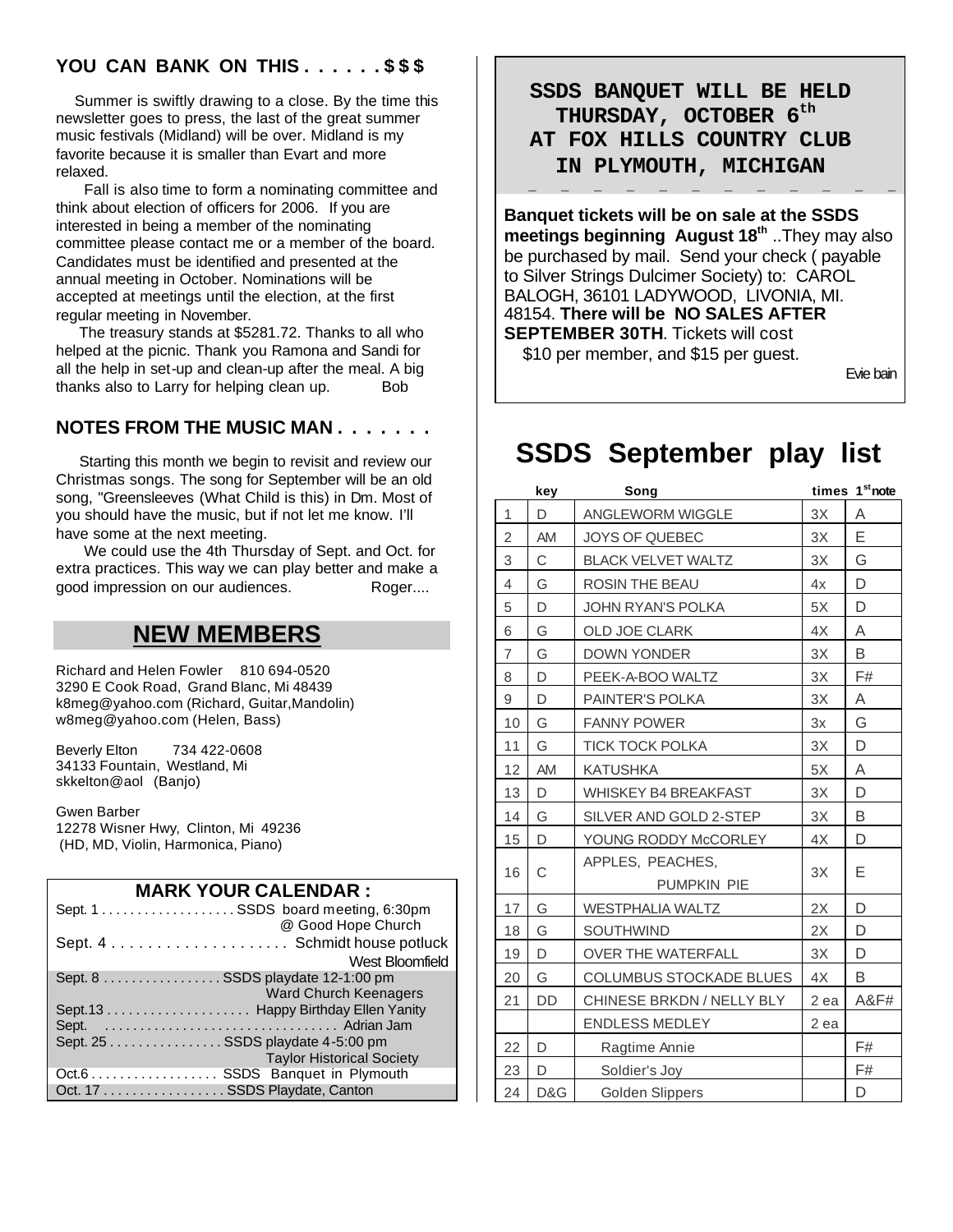## YOU CAN BANK ON THIS . . . . . . $ $ $

Summer is swiftly drawing to a close. By the time this newsletter goes to press, the last of the great summer music festivals (Midland) will be over. Midland is my favorite because it is smaller than Evart and more relaxed.

Fall is also time to form a nominating committee and think about election of officers for 2006. If you are interested in being a member of the nominating committee please contact me or a member of the board. Candidates must be identified and presented at the annual meeting in October. Nominations will be accepted at meetings until the election, at the first regular meeting in November.

The treasury stands at $5281.72. Thanks to all who helped at the picnic. Thank you Ramona and Sandi for all the help in set-up and clean-up after the meal. A big thanks also to Larry for helping clean up. Bob

## NOTES FROM THE MUSIC MAN . . . . . . .

Starting this month we begin to revisit and review our Christmas songs. The song for September will be an old song, "Greensleeves (What Child is this) in Dm. Most of you should have the music, but if not let me know. I'll have some at the next meeting.

We could use the 4th Thursday of Sept. and Oct. for extra practices. This way we can play better and make a good impression on our audiences. Roger....

## NEW MEMBERS

Richard and Helen Fowler 810 694-0520
3290 E Cook Road, Grand Blanc, Mi 48439
k8meg@yahoo.com (Richard, Guitar,Mandolin)
w8meg@yahoo.com (Helen, Bass)

Beverly Elton 734 422-0608
34133 Fountain, Westland, Mi
skkelton@aol (Banjo)

Gwen Barber
12278 Wisner Hwy, Clinton, Mi 49236
(HD, MD, Violin, Harmonica, Piano)

## MARK YOUR CALENDAR :

Sept. 1 . . . . . . . . . . . . . . . . . . . SSDS board meeting, 6:30pm @ Good Hope Church
Sept. 4 . . . . . . . . . . . . . . . . . . . . Schmidt house potluck West Bloomfield
Sept. 8 . . . . . . . . . . . . . . . . SSDS playdate 12-1:00 pm Ward Church Keenagers
Sept.13 . . . . . . . . . . . . . . . . . . . Happy Birthday Ellen Yanity
Sept. . . . . . . . . . . . . . . . . . . . . . . . . . . . . . . . . . Adrian Jam
Sept. 25 . . . . . . . . . . . . . . . . SSDS playdate 4-5:00 pm Taylor Historical Society
Oct.6 . . . . . . . . . . . . . . . . . . SSDS Banquet in Plymouth
Oct. 17 . . . . . . . . . . . . . . . . . SSDS Playdate, Canton

## SSDS BANQUET WILL BE HELD THURSDAY, OCTOBER 6th AT FOX HILLS COUNTRY CLUB IN PLYMOUTH, MICHIGAN

**Banquet tickets will be on sale at the SSDS meetings beginning August 18th** ..They may also be purchased by mail. Send your check ( payable to Silver Strings Dulcimer Society) to: CAROL BALOGH, 36101 LADYWOOD, LIVONIA, MI. 48154. **There will be NO SALES AFTER SEPTEMBER 30TH**. Tickets will cost $10 per member, and $15 per guest.

Evie bain

# SSDS September play list

| | key | Song | times | 1st note |
|---|---|---|---|---|
| 1 | D | ANGLEWORM WIGGLE | 3X | A |
| 2 | AM | JOYS OF QUEBEC | 3X | E |
| 3 | C | BLACK VELVET WALTZ | 3X | G |
| 4 | G | ROSIN THE BEAU | 4x | D |
| 5 | D | JOHN RYAN'S POLKA | 5X | D |
| 6 | G | OLD JOE CLARK | 4X | A |
| 7 | G | DOWN YONDER | 3X | B |
| 8 | D | PEEK-A-BOO WALTZ | 3X | F# |
| 9 | D | PAINTER'S POLKA | 3X | A |
| 10 | G | FANNY POWER | 3x | G |
| 11 | G | TICK TOCK POLKA | 3X | D |
| 12 | AM | KATUSHKA | 5X | A |
| 13 | D | WHISKEY B4 BREAKFAST | 3X | D |
| 14 | G | SILVER AND GOLD 2-STEP | 3X | B |
| 15 | D | YOUNG RODDY McCORLEY | 4X | D |
| 16 | C | APPLES, PEACHES, PUMPKIN PIE | 3X | E |
| 17 | G | WESTPHALIA WALTZ | 2X | D |
| 18 | G | SOUTHWIND | 2X | D |
| 19 | D | OVER THE WATERFALL | 3X | D |
| 20 | G | COLUMBUS STOCKADE BLUES | 4X | B |
| 21 | DD | CHINESE BRKDN / NELLY BLY | 2 ea | A&F# |
| | | ENDLESS MEDLEY | 2 ea | |
| 22 | D | Ragtime Annie | | F# |
| 23 | D | Soldier's Joy | | F# |
| 24 | D&G | Golden Slippers | | D |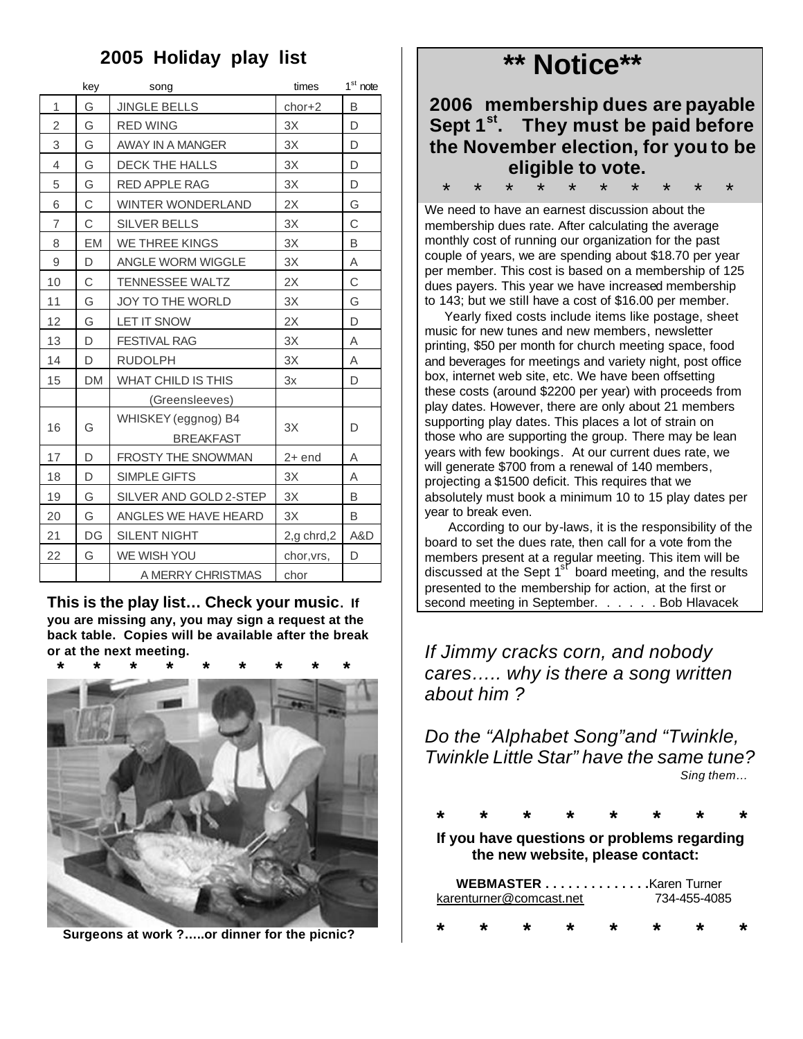## 2005 Holiday play list

| | key | song | times | 1st note |
|---|---|---|---|---|
| 1 | G | JINGLE BELLS | chor+2 | B |
| 2 | G | RED WING | 3X | D |
| 3 | G | AWAY IN A MANGER | 3X | D |
| 4 | G | DECK THE HALLS | 3X | D |
| 5 | G | RED APPLE RAG | 3X | D |
| 6 | C | WINTER WONDERLAND | 2X | G |
| 7 | C | SILVER BELLS | 3X | C |
| 8 | EM | WE THREE KINGS | 3X | B |
| 9 | D | ANGLE WORM WIGGLE | 3X | A |
| 10 | C | TENNESSEE WALTZ | 2X | C |
| 11 | G | JOY TO THE WORLD | 3X | G |
| 12 | G | LET IT SNOW | 2X | D |
| 13 | D | FESTIVAL RAG | 3X | A |
| 14 | D | RUDOLPH | 3X | A |
| 15 | DM | WHAT CHILD IS THIS (Greensleeves) | 3x | D |
| 16 | G | WHISKEY (eggnog) B4 BREAKFAST | 3X | D |
| 17 | D | FROSTY THE SNOWMAN | 2+ end | A |
| 18 | D | SIMPLE GIFTS | 3X | A |
| 19 | G | SILVER AND GOLD 2-STEP | 3X | B |
| 20 | G | ANGLES WE HAVE HEARD | 3X | B |
| 21 | DG | SILENT NIGHT | 2,g chrd,2 | A&D |
| 22 | G | WE WISH YOU A MERRY CHRISTMAS | chor,vrs, chor | D |

**This is the play list… Check your music. If you are missing any, you may sign a request at the back table. Copies will be available after the break or at the next meeting.**

* * * * * * * * *

**Surgeons at work ?…..or dinner for the picnic?**

# ** Notice**

**2006 membership dues are payable Sept 1st. They must be paid before the November election, for you to be eligible to vote.**

* * * * * * * * * *

We need to have an earnest discussion about the membership dues rate. After calculating the average monthly cost of running our organization for the past couple of years, we are spending about $18.70 per year per member. This cost is based on a membership of 125 dues payers. This year we have increased membership to 143; but we still have a cost of $16.00 per member.

Yearly fixed costs include items like postage, sheet music for new tunes and new members, newsletter printing, $50 per month for church meeting space, food and beverages for meetings and variety night, post office box, internet web site, etc. We have been offsetting these costs (around $2200 per year) with proceeds from play dates. However, there are only about 21 members supporting play dates. This places a lot of strain on those who are supporting the group. There may be lean years with few bookings. At our current dues rate, we will generate $700 from a renewal of 140 members, projecting a $1500 deficit. This requires that we absolutely must book a minimum 10 to 15 play dates per year to break even.

According to our by-laws, it is the responsibility of the board to set the dues rate, then call for a vote from the members present at a regular meeting. This item will be discussed at the Sept 1st board meeting, and the results presented to the membership for action, at the first or second meeting in September. . . . . . Bob Hlavacek

*If Jimmy cracks corn, and nobody cares….. why is there a song written about him ?*

*Do the "Alphabet Song" and "Twinkle, Twinkle Little Star" have the same tune?*

*Sing them…*

* * * * * * * *

**If you have questions or problems regarding the new website, please contact:**

**WEBMASTER . . . . . . . . . . . . . .** Karen Turner
karenturner@comcast.net 734-455-4085

* * * * * * * *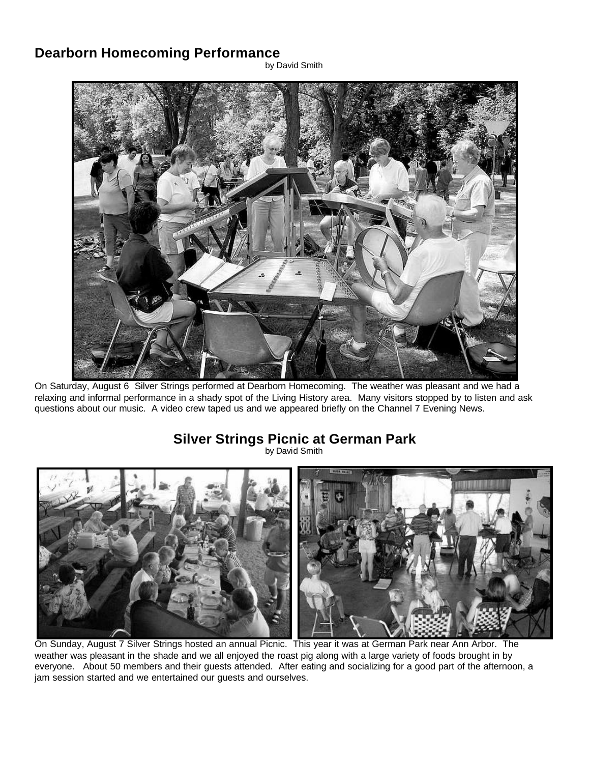## Dearborn Homecoming Performance

by David Smith

On Saturday, August 6 Silver Strings performed at Dearborn Homecoming. The weather was pleasant and we had a relaxing and informal performance in a shady spot of the Living History area. Many visitors stopped by to listen and ask questions about our music. A video crew taped us and we appeared briefly on the Channel 7 Evening News.

## Silver Strings Picnic at German Park

by David Smith

On Sunday, August 7 Silver Strings hosted an annual Picnic. This year it was at German Park near Ann Arbor. The weather was pleasant in the shade and we all enjoyed the roast pig along with a large variety of foods brought in by everyone. About 50 members and their guests attended. After eating and socializing for a good part of the afternoon, a jam session started and we entertained our guests and ourselves.